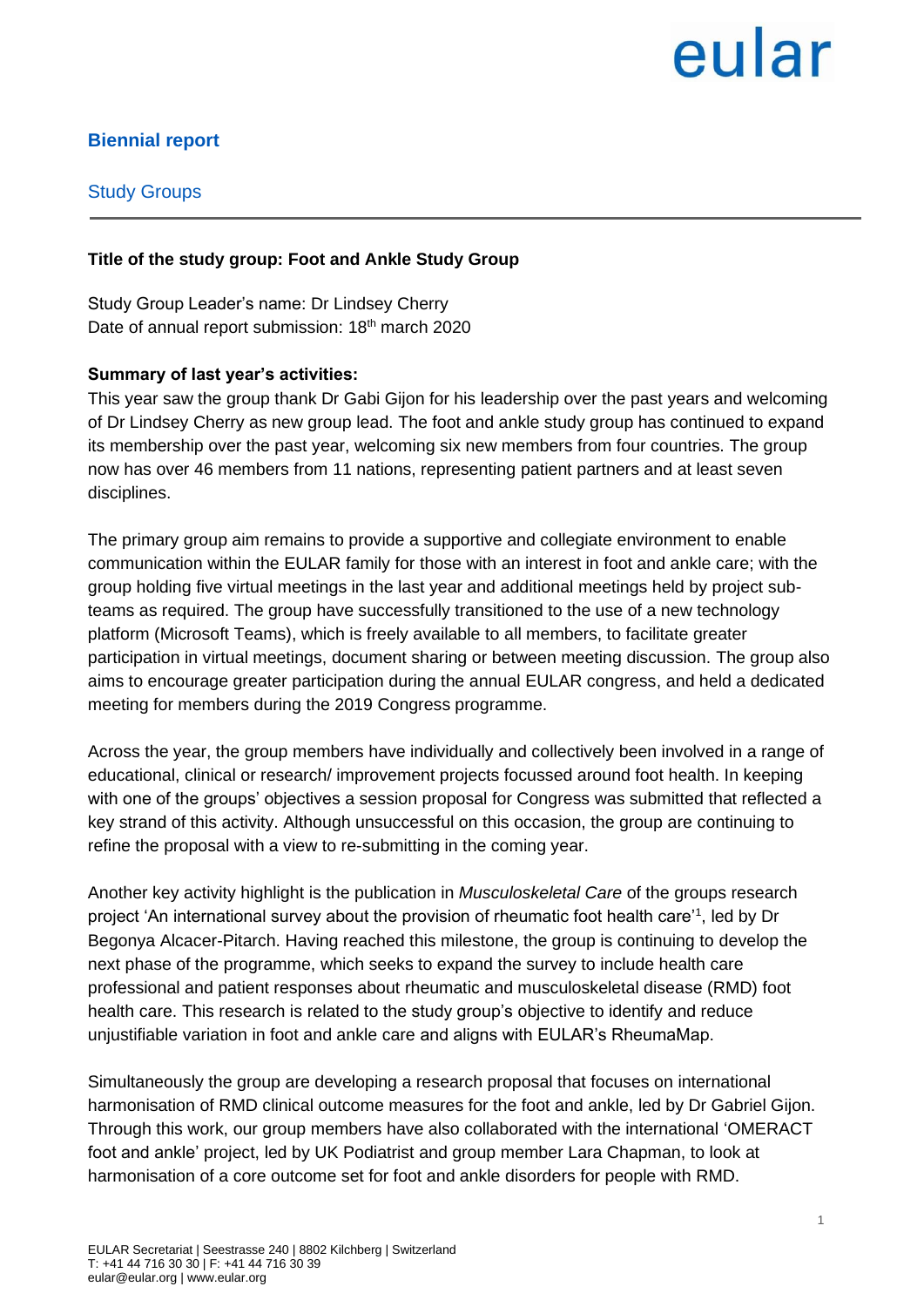eular

# Biennial report

## Study Groups

**Title of the study group: Foot and Ankle Study Group**

Study Group Leader's name: Dr Lindsey Cherry
Date of annual report submission: 18th march 2020

**Summary of last year's activities:**

This year saw the group thank Dr Gabi Gijon for his leadership over the past years and welcoming of Dr Lindsey Cherry as new group lead. The foot and ankle study group has continued to expand its membership over the past year, welcoming six new members from four countries. The group now has over 46 members from 11 nations, representing patient partners and at least seven disciplines.

The primary group aim remains to provide a supportive and collegiate environment to enable communication within the EULAR family for those with an interest in foot and ankle care; with the group holding five virtual meetings in the last year and additional meetings held by project sub-teams as required. The group have successfully transitioned to the use of a new technology platform (Microsoft Teams), which is freely available to all members, to facilitate greater participation in virtual meetings, document sharing or between meeting discussion. The group also aims to encourage greater participation during the annual EULAR congress, and held a dedicated meeting for members during the 2019 Congress programme.

Across the year, the group members have individually and collectively been involved in a range of educational, clinical or research/ improvement projects focussed around foot health. In keeping with one of the groups' objectives a session proposal for Congress was submitted that reflected a key strand of this activity. Although unsuccessful on this occasion, the group are continuing to refine the proposal with a view to re-submitting in the coming year.

Another key activity highlight is the publication in *Musculoskeletal Care* of the groups research project 'An international survey about the provision of rheumatic foot health care'[1], led by Dr Begonya Alcacer-Pitarch. Having reached this milestone, the group is continuing to develop the next phase of the programme, which seeks to expand the survey to include health care professional and patient responses about rheumatic and musculoskeletal disease (RMD) foot health care. This research is related to the study group's objective to identify and reduce unjustifiable variation in foot and ankle care and aligns with EULAR's RheumaMap.

Simultaneously the group are developing a research proposal that focuses on international harmonisation of RMD clinical outcome measures for the foot and ankle, led by Dr Gabriel Gijon. Through this work, our group members have also collaborated with the international 'OMERACT foot and ankle' project, led by UK Podiatrist and group member Lara Chapman, to look at harmonisation of a core outcome set for foot and ankle disorders for people with RMD.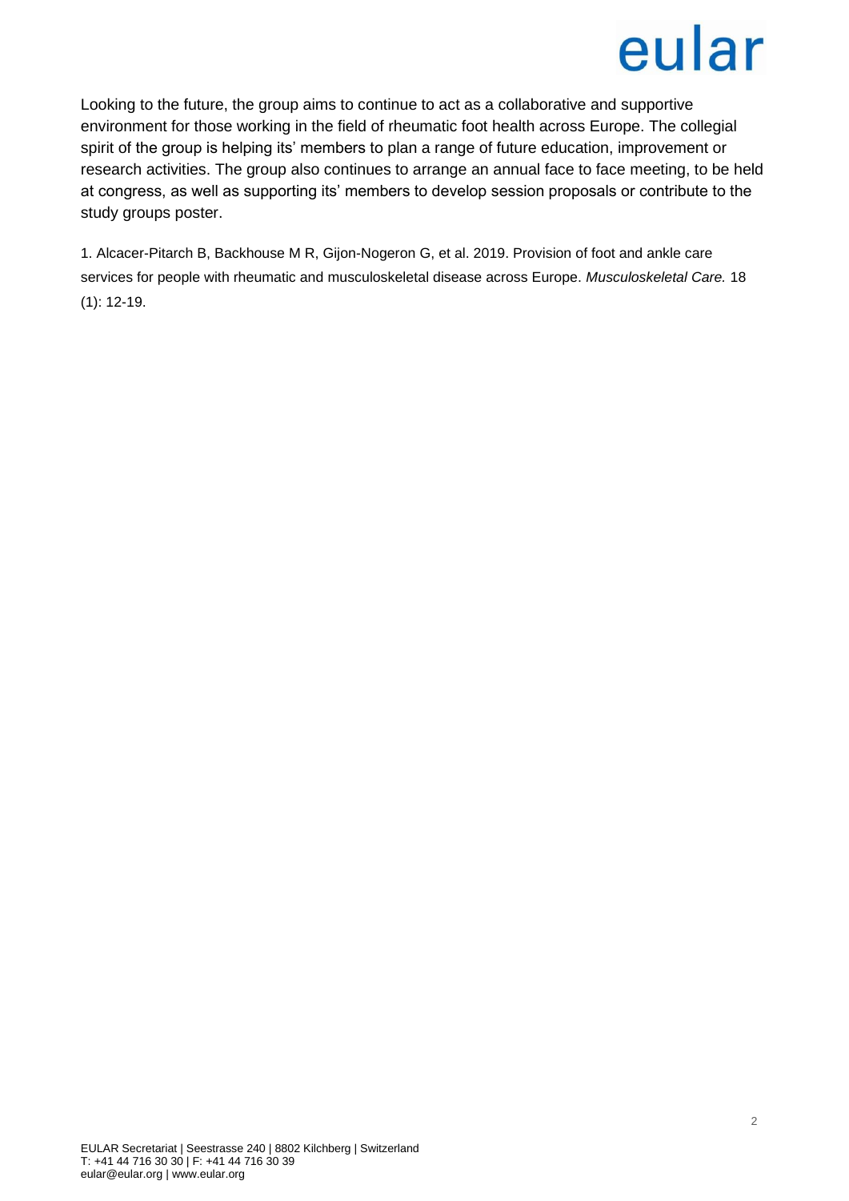Looking to the future, the group aims to continue to act as a collaborative and supportive environment for those working in the field of rheumatic foot health across Europe. The collegial spirit of the group is helping its' members to plan a range of future education, improvement or research activities. The group also continues to arrange an annual face to face meeting, to be held at congress, as well as supporting its' members to develop session proposals or contribute to the study groups poster.

1. Alcacer-Pitarch B, Backhouse M R, Gijon-Nogeron G, et al. 2019. Provision of foot and ankle care services for people with rheumatic and musculoskeletal disease across Europe. *Musculoskeletal Care.* 18 (1): 12-19.